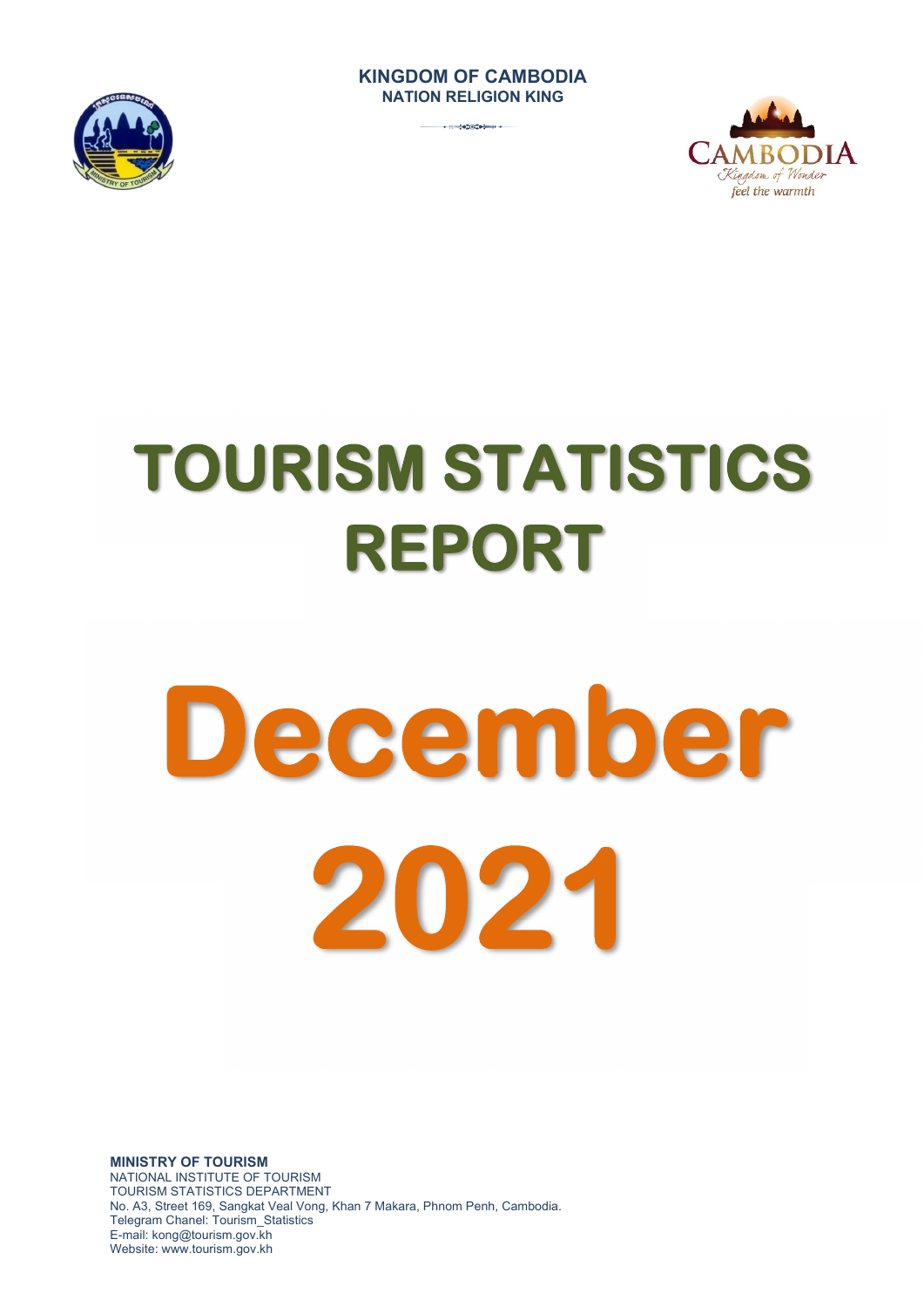**KINGDOM OF CAMBODIA**
**NATION RELIGION KING**

# TOURISM STATISTICS REPORT

# December 2021

**MINISTRY OF TOURISM**
NATIONAL INSTITUTE OF TOURISM
TOURISM STATISTICS DEPARTMENT
No. A3, Street 169, Sangkat Veal Vong, Khan 7 Makara, Phnom Penh, Cambodia.
Telegram Chanel: Tourism_Statistics
E-mail: kong@tourism.gov.kh
Website: www.tourism.gov.kh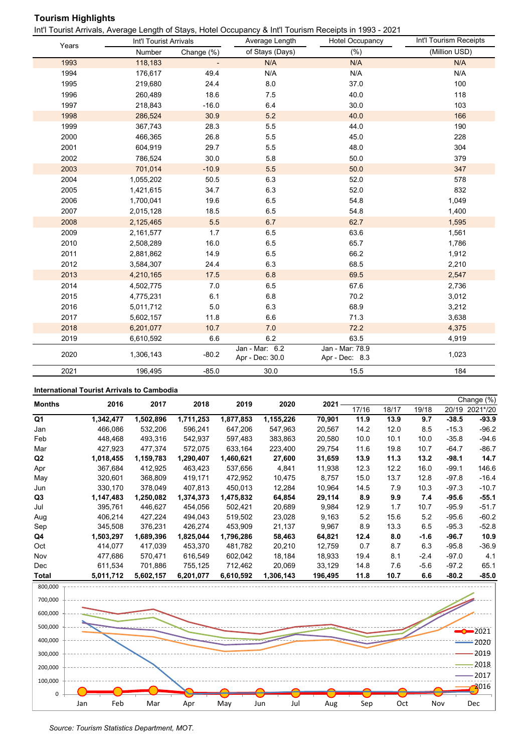## Tourism Highlights

Int'l Tourist Arrivals, Average Length of Stays, Hotel Occupancy & Int'l Tourism Receipts in 1993 - 2021

| Years | Int'l Tourist Arrivals | | Average Length | Hotel Occupancy | Int'l Tourism Receipts |
|---|---|---|---|---|---|
| | Number | Change (%) | of Stays (Days) | (%) | (Million USD) |
| 1993 | 118,183 | - | N/A | N/A | N/A |
| 1994 | 176,617 | 49.4 | N/A | N/A | N/A |
| 1995 | 219,680 | 24.4 | 8.0 | 37.0 | 100 |
| 1996 | 260,489 | 18.6 | 7.5 | 40.0 | 118 |
| 1997 | 218,843 | -16.0 | 6.4 | 30.0 | 103 |
| 1998 | 286,524 | 30.9 | 5.2 | 40.0 | 166 |
| 1999 | 367,743 | 28.3 | 5.5 | 44.0 | 190 |
| 2000 | 466,365 | 26.8 | 5.5 | 45.0 | 228 |
| 2001 | 604,919 | 29.7 | 5.5 | 48.0 | 304 |
| 2002 | 786,524 | 30.0 | 5.8 | 50.0 | 379 |
| 2003 | 701,014 | -10.9 | 5.5 | 50.0 | 347 |
| 2004 | 1,055,202 | 50.5 | 6.3 | 52.0 | 578 |
| 2005 | 1,421,615 | 34.7 | 6.3 | 52.0 | 832 |
| 2006 | 1,700,041 | 19.6 | 6.5 | 54.8 | 1,049 |
| 2007 | 2,015,128 | 18.5 | 6.5 | 54.8 | 1,400 |
| 2008 | 2,125,465 | 5.5 | 6.7 | 62.7 | 1,595 |
| 2009 | 2,161,577 | 1.7 | 6.5 | 63.6 | 1,561 |
| 2010 | 2,508,289 | 16.0 | 6.5 | 65.7 | 1,786 |
| 2011 | 2,881,862 | 14.9 | 6.5 | 66.2 | 1,912 |
| 2012 | 3,584,307 | 24.4 | 6.3 | 68.5 | 2,210 |
| 2013 | 4,210,165 | 17.5 | 6.8 | 69.5 | 2,547 |
| 2014 | 4,502,775 | 7.0 | 6.5 | 67.6 | 2,736 |
| 2015 | 4,775,231 | 6.1 | 6.8 | 70.2 | 3,012 |
| 2016 | 5,011,712 | 5.0 | 6.3 | 68.9 | 3,212 |
| 2017 | 5,602,157 | 11.8 | 6.6 | 71.3 | 3,638 |
| 2018 | 6,201,077 | 10.7 | 7.0 | 72.2 | 4,375 |
| 2019 | 6,610,592 | 6.6 | 6.2 | 63.5 | 4,919 |
| 2020 | 1,306,143 | -80.2 | Jan - Mar: 6.2<br>Apr - Dec: 30.0 | Jan - Mar: 78.9<br>Apr - Dec: 8.3 | 1,023 |
| 2021 | 196,495 | -85.0 | 30.0 | 15.5 | 184 |

### International Tourist Arrivals to Cambodia

| Months | 2016 | 2017 | 2018 | 2019 | 2020 | 2021 | Change (%) | | | | |
|---|---|---|---|---|---|---|---|---|---|---|---|
| | | | | | | | 17/16 | 18/17 | 19/18 | 20/19 | 2021*/20 |
| **Q1** | **1,342,477** | **1,502,896** | **1,711,253** | **1,877,853** | **1,155,226** | **70,901** | **11.9** | **13.9** | **9.7** | **-38.5** | **-93.9** |
| Jan | 466,086 | 532,206 | 596,241 | 647,206 | 547,963 | 20,567 | 14.2 | 12.0 | 8.5 | -15.3 | -96.2 |
| Feb | 448,468 | 493,316 | 542,937 | 597,483 | 383,863 | 20,580 | 10.0 | 10.1 | 10.0 | -35.8 | -94.6 |
| Mar | 427,923 | 477,374 | 572,075 | 633,164 | 223,400 | 29,754 | 11.6 | 19.8 | 10.7 | -64.7 | -86.7 |
| **Q2** | **1,018,455** | **1,159,783** | **1,290,407** | **1,460,621** | **27,600** | **31,659** | **13.9** | **11.3** | **13.2** | **-98.1** | **14.7** |
| Apr | 367,684 | 412,925 | 463,423 | 537,656 | 4,841 | 11,938 | 12.3 | 12.2 | 16.0 | -99.1 | 146.6 |
| May | 320,601 | 368,809 | 419,171 | 472,952 | 10,475 | 8,757 | 15.0 | 13.7 | 12.8 | -97.8 | -16.4 |
| Jun | 330,170 | 378,049 | 407,813 | 450,013 | 12,284 | 10,964 | 14.5 | 7.9 | 10.3 | -97.3 | -10.7 |
| **Q3** | **1,147,483** | **1,250,082** | **1,374,373** | **1,475,832** | **64,854** | **29,114** | **8.9** | **9.9** | **7.4** | **-95.6** | **-55.1** |
| Jul | 395,761 | 446,627 | 454,056 | 502,421 | 20,689 | 9,984 | 12.9 | 1.7 | 10.7 | -95.9 | -51.7 |
| Aug | 406,214 | 427,224 | 494,043 | 519,502 | 23,028 | 9,163 | 5.2 | 15.6 | 5.2 | -95.6 | -60.2 |
| Sep | 345,508 | 376,231 | 426,274 | 453,909 | 21,137 | 9,967 | 8.9 | 13.3 | 6.5 | -95.3 | -52.8 |
| **Q4** | **1,503,297** | **1,689,396** | **1,825,044** | **1,796,286** | **58,463** | **64,821** | **12.4** | **8.0** | **-1.6** | **-96.7** | **10.9** |
| Oct | 414,077 | 417,039 | 453,370 | 481,782 | 20,210 | 12,759 | 0.7 | 8.7 | 6.3 | -95.8 | -36.9 |
| Nov | 477,686 | 570,471 | 616,549 | 602,042 | 18,184 | 18,933 | 19.4 | 8.1 | -2.4 | -97.0 | 4.1 |
| Dec | 611,534 | 701,886 | 755,125 | 712,462 | 20,069 | 33,129 | 14.8 | 7.6 | -5.6 | -97.2 | 65.1 |
| **Total** | **5,011,712** | **5,602,157** | **6,201,077** | **6,610,592** | **1,306,143** | **196,495** | **11.8** | **10.7** | **6.6** | **-80.2** | **-85.0** |

*Source: Tourism Statistics Department, MOT.*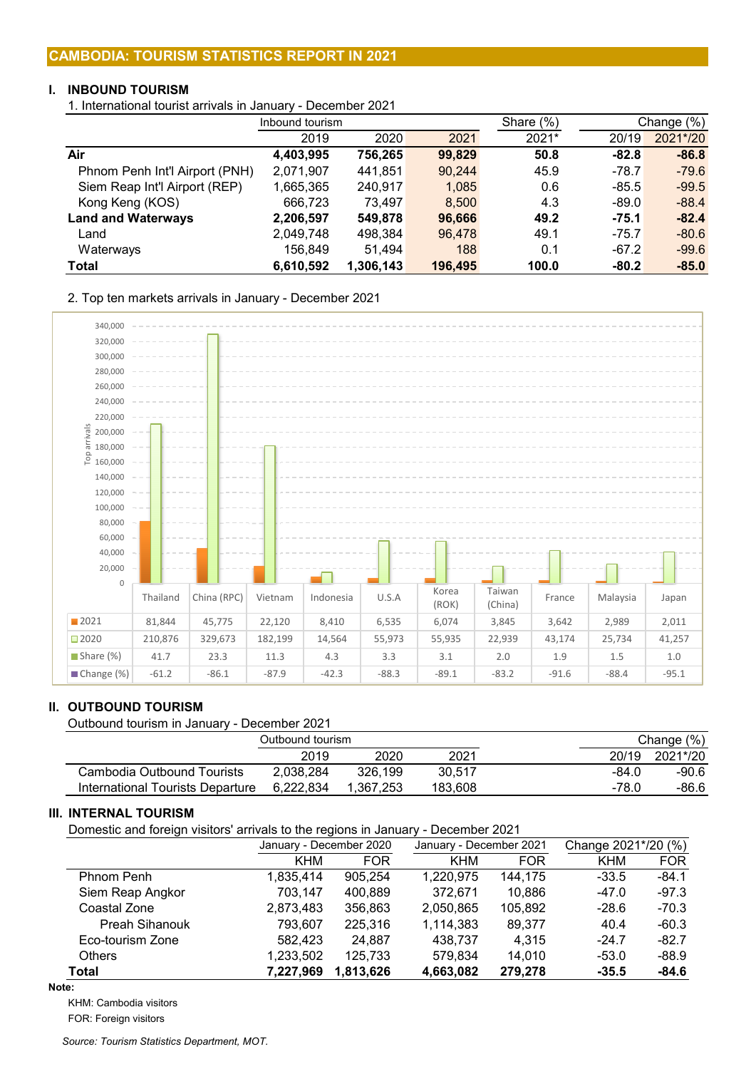## CAMBODIA: TOURISM STATISTICS REPORT IN 2021

### I. INBOUND TOURISM

1. International tourist arrivals in January - December 2021

| | Inbound tourism | | | Share (%) | Change (%) | |
|---|---|---|---|---|---|---|
| | 2019 | 2020 | 2021 | 2021* | 20/19 | 2021*/20 |
| **Air** | **4,403,995** | **756,265** | **99,829** | **50.8** | **-82.8** | **-86.8** |
| Phnom Penh Int'l Airport (PNH) | 2,071,907 | 441,851 | 90,244 | 45.9 | -78.7 | -79.6 |
| Siem Reap Int'l Airport (REP) | 1,665,365 | 240,917 | 1,085 | 0.6 | -85.5 | -99.5 |
| Kong Keng (KOS) | 666,723 | 73,497 | 8,500 | 4.3 | -89.0 | -88.4 |
| **Land and Waterways** | **2,206,597** | **549,878** | **96,666** | **49.2** | **-75.1** | **-82.4** |
| Land | 2,049,748 | 498,384 | 96,478 | 49.1 | -75.7 | -80.6 |
| Waterways | 156,849 | 51,494 | 188 | 0.1 | -67.2 | -99.6 |
| **Total** | **6,610,592** | **1,306,143** | **196,495** | **100.0** | **-80.2** | **-85.0** |

2. Top ten markets arrivals in January - December 2021

| | Thailand | China (RPC) | Vietnam | Indonesia | U.S.A | Korea (ROK) | Taiwan (China) | France | Malaysia | Japan |
|---|---|---|---|---|---|---|---|---|---|---|
| 2021 | 81,844 | 45,775 | 22,120 | 8,410 | 6,535 | 6,074 | 3,845 | 3,642 | 2,989 | 2,011 |
| 2020 | 210,876 | 329,673 | 182,199 | 14,564 | 55,973 | 55,935 | 22,939 | 43,174 | 25,734 | 41,257 |
| Share (%) | 41.7 | 23.3 | 11.3 | 4.3 | 3.3 | 3.1 | 2.0 | 1.9 | 1.5 | 1.0 |
| Change (%) | -61.2 | -86.1 | -87.9 | -42.3 | -88.3 | -89.1 | -83.2 | -91.6 | -88.4 | -95.1 |

### II. OUTBOUND TOURISM

Outbound tourism in January - December 2021

| | Outbound tourism | | | Change (%) | |
|---|---|---|---|---|---|
| | 2019 | 2020 | 2021 | 20/19 | 2021*/20 |
| Cambodia Outbound Tourists | 2,038,284 | 326,199 | 30,517 | -84.0 | -90.6 |
| International Tourists Departure | 6,222,834 | 1,367,253 | 183,608 | -78.0 | -86.6 |

### III. INTERNAL TOURISM

Domestic and foreign visitors' arrivals to the regions in January - December 2021

| | January - December 2020 | | January - December 2021 | | Change 2021*/20 (%) | |
|---|---|---|---|---|---|---|
| | KHM | FOR | KHM | FOR | KHM | FOR |
| Phnom Penh | 1,835,414 | 905,254 | 1,220,975 | 144,175 | -33.5 | -84.1 |
| Siem Reap Angkor | 703,147 | 400,889 | 372,671 | 10,886 | -47.0 | -97.3 |
| Coastal Zone | 2,873,483 | 356,863 | 2,050,865 | 105,892 | -28.6 | -70.3 |
| Preah Sihanouk | 793,607 | 225,316 | 1,114,383 | 89,377 | 40.4 | -60.3 |
| Eco-tourism Zone | 582,423 | 24,887 | 438,737 | 4,315 | -24.7 | -82.7 |
| Others | 1,233,502 | 125,733 | 579,834 | 14,010 | -53.0 | -88.9 |
| **Total** | **7,227,969** | **1,813,626** | **4,663,082** | **279,278** | **-35.5** | **-84.6** |

**Note:**

KHM: Cambodia visitors

FOR: Foreign visitors

*Source: Tourism Statistics Department, MOT.*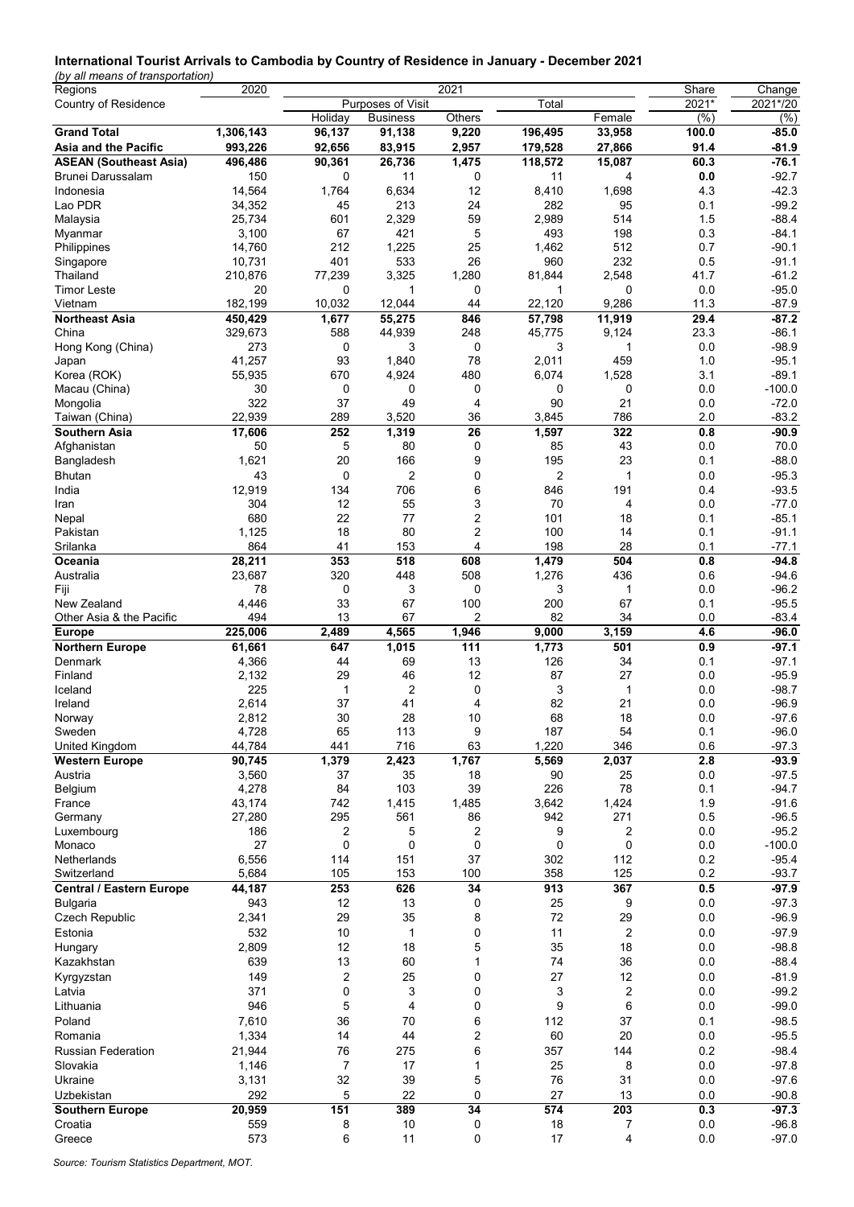**International Tourist Arrivals to Cambodia by Country of Residence in January - December 2021**

*(by all means of transportation)*

| Regions | 2020 | 2021 | | | | | Share | Change |
|---|---|---|---|---|---|---|---|---|
| Country of Residence | | Purposes of Visit | | | Total | | 2021* | 2021*/20 |
| | | Holiday | Business | Others | | Female | (%) | (%) |
| **Grand Total** | **1,306,143** | **96,137** | **91,138** | **9,220** | **196,495** | **33,958** | **100.0** | **-85.0** |
| **Asia and the Pacific** | **993,226** | **92,656** | **83,915** | **2,957** | **179,528** | **27,866** | **91.4** | **-81.9** |
| **ASEAN (Southeast Asia)** | **496,486** | **90,361** | **26,736** | **1,475** | **118,572** | **15,087** | **60.3** | **-76.1** |
| Brunei Darussalam | 150 | 0 | 11 | 0 | 11 | 4 | 0.0 | -92.7 |
| Indonesia | 14,564 | 1,764 | 6,634 | 12 | 8,410 | 1,698 | 4.3 | -42.3 |
| Lao PDR | 34,352 | 45 | 213 | 24 | 282 | 95 | 0.1 | -99.2 |
| Malaysia | 25,734 | 601 | 2,329 | 59 | 2,989 | 514 | 1.5 | -88.4 |
| Myanmar | 3,100 | 67 | 421 | 5 | 493 | 198 | 0.3 | -84.1 |
| Philippines | 14,760 | 212 | 1,225 | 25 | 1,462 | 512 | 0.7 | -90.1 |
| Singapore | 10,731 | 401 | 533 | 26 | 960 | 232 | 0.5 | -91.1 |
| Thailand | 210,876 | 77,239 | 3,325 | 1,280 | 81,844 | 2,548 | 41.7 | -61.2 |
| Timor Leste | 20 | 0 | 1 | 0 | 1 | 0 | 0.0 | -95.0 |
| Vietnam | 182,199 | 10,032 | 12,044 | 44 | 22,120 | 9,286 | 11.3 | -87.9 |
| **Northeast Asia** | **450,429** | **1,677** | **55,275** | **846** | **57,798** | **11,919** | **29.4** | **-87.2** |
| China | 329,673 | 588 | 44,939 | 248 | 45,775 | 9,124 | 23.3 | -86.1 |
| Hong Kong (China) | 273 | 0 | 3 | 0 | 3 | 1 | 0.0 | -98.9 |
| Japan | 41,257 | 93 | 1,840 | 78 | 2,011 | 459 | 1.0 | -95.1 |
| Korea (ROK) | 55,935 | 670 | 4,924 | 480 | 6,074 | 1,528 | 3.1 | -89.1 |
| Macau (China) | 30 | 0 | 0 | 0 | 0 | 0 | 0.0 | -100.0 |
| Mongolia | 322 | 37 | 49 | 4 | 90 | 21 | 0.0 | -72.0 |
| Taiwan (China) | 22,939 | 289 | 3,520 | 36 | 3,845 | 786 | 2.0 | -83.2 |
| **Southern Asia** | **17,606** | **252** | **1,319** | **26** | **1,597** | **322** | **0.8** | **-90.9** |
| Afghanistan | 50 | 5 | 80 | 0 | 85 | 43 | 0.0 | 70.0 |
| Bangladesh | 1,621 | 20 | 166 | 9 | 195 | 23 | 0.1 | -88.0 |
| Bhutan | 43 | 0 | 2 | 0 | 2 | 1 | 0.0 | -95.3 |
| India | 12,919 | 134 | 706 | 6 | 846 | 191 | 0.4 | -93.5 |
| Iran | 304 | 12 | 55 | 3 | 70 | 4 | 0.0 | -77.0 |
| Nepal | 680 | 22 | 77 | 2 | 101 | 18 | 0.1 | -85.1 |
| Pakistan | 1,125 | 18 | 80 | 2 | 100 | 14 | 0.1 | -91.1 |
| Srilanka | 864 | 41 | 153 | 4 | 198 | 28 | 0.1 | -77.1 |
| **Oceania** | **28,211** | **353** | **518** | **608** | **1,479** | **504** | **0.8** | **-94.8** |
| Australia | 23,687 | 320 | 448 | 508 | 1,276 | 436 | 0.6 | -94.6 |
| Fiji | 78 | 0 | 3 | 0 | 3 | 1 | 0.0 | -96.2 |
| New Zealand | 4,446 | 33 | 67 | 100 | 200 | 67 | 0.1 | -95.5 |
| Other Asia & the Pacific | 494 | 13 | 67 | 2 | 82 | 34 | 0.0 | -83.4 |
| **Europe** | **225,006** | **2,489** | **4,565** | **1,946** | **9,000** | **3,159** | **4.6** | **-96.0** |
| **Northern Europe** | **61,661** | **647** | **1,015** | **111** | **1,773** | **501** | **0.9** | **-97.1** |
| Denmark | 4,366 | 44 | 69 | 13 | 126 | 34 | 0.1 | -97.1 |
| Finland | 2,132 | 29 | 46 | 12 | 87 | 27 | 0.0 | -95.9 |
| Iceland | 225 | 1 | 2 | 0 | 3 | 1 | 0.0 | -98.7 |
| Ireland | 2,614 | 37 | 41 | 4 | 82 | 21 | 0.0 | -96.9 |
| Norway | 2,812 | 30 | 28 | 10 | 68 | 18 | 0.0 | -97.6 |
| Sweden | 4,728 | 65 | 113 | 9 | 187 | 54 | 0.1 | -96.0 |
| United Kingdom | 44,784 | 441 | 716 | 63 | 1,220 | 346 | 0.6 | -97.3 |
| **Western Europe** | **90,745** | **1,379** | **2,423** | **1,767** | **5,569** | **2,037** | **2.8** | **-93.9** |
| Austria | 3,560 | 37 | 35 | 18 | 90 | 25 | 0.0 | -97.5 |
| Belgium | 4,278 | 84 | 103 | 39 | 226 | 78 | 0.1 | -94.7 |
| France | 43,174 | 742 | 1,415 | 1,485 | 3,642 | 1,424 | 1.9 | -91.6 |
| Germany | 27,280 | 295 | 561 | 86 | 942 | 271 | 0.5 | -96.5 |
| Luxembourg | 186 | 2 | 5 | 2 | 9 | 2 | 0.0 | -95.2 |
| Monaco | 27 | 0 | 0 | 0 | 0 | 0 | 0.0 | -100.0 |
| Netherlands | 6,556 | 114 | 151 | 37 | 302 | 112 | 0.2 | -95.4 |
| Switzerland | 5,684 | 105 | 153 | 100 | 358 | 125 | 0.2 | -93.7 |
| **Central / Eastern Europe** | **44,187** | **253** | **626** | **34** | **913** | **367** | **0.5** | **-97.9** |
| Bulgaria | 943 | 12 | 13 | 0 | 25 | 9 | 0.0 | -97.3 |
| Czech Republic | 2,341 | 29 | 35 | 8 | 72 | 29 | 0.0 | -96.9 |
| Estonia | 532 | 10 | 1 | 0 | 11 | 2 | 0.0 | -97.9 |
| Hungary | 2,809 | 12 | 18 | 5 | 35 | 18 | 0.0 | -98.8 |
| Kazakhstan | 639 | 13 | 60 | 1 | 74 | 36 | 0.0 | -88.4 |
| Kyrgyzstan | 149 | 2 | 25 | 0 | 27 | 12 | 0.0 | -81.9 |
| Latvia | 371 | 0 | 3 | 0 | 3 | 2 | 0.0 | -99.2 |
| Lithuania | 946 | 5 | 4 | 0 | 9 | 6 | 0.0 | -99.0 |
| Poland | 7,610 | 36 | 70 | 6 | 112 | 37 | 0.1 | -98.5 |
| Romania | 1,334 | 14 | 44 | 2 | 60 | 20 | 0.0 | -95.5 |
| Russian Federation | 21,944 | 76 | 275 | 6 | 357 | 144 | 0.2 | -98.4 |
| Slovakia | 1,146 | 7 | 17 | 1 | 25 | 8 | 0.0 | -97.8 |
| Ukraine | 3,131 | 32 | 39 | 5 | 76 | 31 | 0.0 | -97.6 |
| Uzbekistan | 292 | 5 | 22 | 0 | 27 | 13 | 0.0 | -90.8 |
| **Southern Europe** | **20,959** | **151** | **389** | **34** | **574** | **203** | **0.3** | **-97.3** |
| Croatia | 559 | 8 | 10 | 0 | 18 | 7 | 0.0 | -96.8 |
| Greece | 573 | 6 | 11 | 0 | 17 | 4 | 0.0 | -97.0 |

*Source: Tourism Statistics Department, MOT.*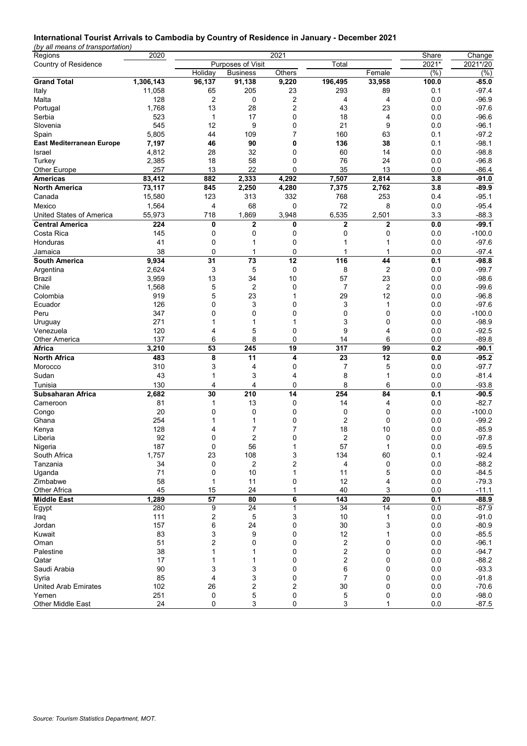**International Tourist Arrivals to Cambodia by Country of Residence in January - December 2021**

*(by all means of transportation)*

| Regions | 2020 | 2021 | | | | | Share | Change |
|---|---|---|---|---|---|---|---|---|
| Country of Residence | | Purposes of Visit | | | Total | | 2021* | 2021*/20 |
| | | Holiday | Business | Others | | Female | (%) | (%) |
| **Grand Total** | **1,306,143** | **96,137** | **91,138** | **9,220** | **196,495** | **33,958** | **100.0** | **-85.0** |
| Italy | 11,058 | 65 | 205 | 23 | 293 | 89 | 0.1 | -97.4 |
| Malta | 128 | 2 | 0 | 2 | 4 | 4 | 0.0 | -96.9 |
| Portugal | 1,768 | 13 | 28 | 2 | 43 | 23 | 0.0 | -97.6 |
| Serbia | 523 | 1 | 17 | 0 | 18 | 4 | 0.0 | -96.6 |
| Slovenia | 545 | 12 | 9 | 0 | 21 | 9 | 0.0 | -96.1 |
| Spain | 5,805 | 44 | 109 | 7 | 160 | 63 | 0.1 | -97.2 |
| **East Mediterranean Europe** | **7,197** | **46** | **90** | **0** | **136** | **38** | **0.1** | **-98.1** |
| Israel | 4,812 | 28 | 32 | 0 | 60 | 14 | 0.0 | -98.8 |
| Turkey | 2,385 | 18 | 58 | 0 | 76 | 24 | 0.0 | -96.8 |
| Other Europe | 257 | 13 | 22 | 0 | 35 | 13 | 0.0 | -86.4 |
| **Americas** | **83,412** | **882** | **2,333** | **4,292** | **7,507** | **2,814** | **3.8** | **-91.0** |
| **North America** | **73,117** | **845** | **2,250** | **4,280** | **7,375** | **2,762** | **3.8** | **-89.9** |
| Canada | 15,580 | 123 | 313 | 332 | 768 | 253 | 0.4 | -95.1 |
| Mexico | 1,564 | 4 | 68 | 0 | 72 | 8 | 0.0 | -95.4 |
| United States of America | 55,973 | 718 | 1,869 | 3,948 | 6,535 | 2,501 | 3.3 | -88.3 |
| **Central America** | **224** | **0** | **2** | **0** | **2** | **2** | **0.0** | **-99.1** |
| Costa Rica | 145 | 0 | 0 | 0 | 0 | 0 | 0.0 | -100.0 |
| Honduras | 41 | 0 | 1 | 0 | 1 | 1 | 0.0 | -97.6 |
| Jamaica | 38 | 0 | 1 | 0 | 1 | 1 | 0.0 | -97.4 |
| **South America** | **9,934** | **31** | **73** | **12** | **116** | **44** | **0.1** | **-98.8** |
| Argentina | 2,624 | 3 | 5 | 0 | 8 | 2 | 0.0 | -99.7 |
| Brazil | 3,959 | 13 | 34 | 10 | 57 | 23 | 0.0 | -98.6 |
| Chile | 1,568 | 5 | 2 | 0 | 7 | 2 | 0.0 | -99.6 |
| Colombia | 919 | 5 | 23 | 1 | 29 | 12 | 0.0 | -96.8 |
| Ecuador | 126 | 0 | 3 | 0 | 3 | 1 | 0.0 | -97.6 |
| Peru | 347 | 0 | 0 | 0 | 0 | 0 | 0.0 | -100.0 |
| Uruguay | 271 | 1 | 1 | 1 | 3 | 0 | 0.0 | -98.9 |
| Venezuela | 120 | 4 | 5 | 0 | 9 | 4 | 0.0 | -92.5 |
| Other America | 137 | 6 | 8 | 0 | 14 | 6 | 0.0 | -89.8 |
| **Africa** | **3,210** | **53** | **245** | **19** | **317** | **99** | **0.2** | **-90.1** |
| **North Africa** | **483** | **8** | **11** | **4** | **23** | **12** | **0.0** | **-95.2** |
| Morocco | 310 | 3 | 4 | 0 | 7 | 5 | 0.0 | -97.7 |
| Sudan | 43 | 1 | 3 | 4 | 8 | 1 | 0.0 | -81.4 |
| Tunisia | 130 | 4 | 4 | 0 | 8 | 6 | 0.0 | -93.8 |
| **Subsaharan Africa** | **2,682** | **30** | **210** | **14** | **254** | **84** | **0.1** | **-90.5** |
| Cameroon | 81 | 1 | 13 | 0 | 14 | 4 | 0.0 | -82.7 |
| Congo | 20 | 0 | 0 | 0 | 0 | 0 | 0.0 | -100.0 |
| Ghana | 254 | 1 | 1 | 0 | 2 | 0 | 0.0 | -99.2 |
| Kenya | 128 | 4 | 7 | 7 | 18 | 10 | 0.0 | -85.9 |
| Liberia | 92 | 0 | 2 | 0 | 2 | 0 | 0.0 | -97.8 |
| Nigeria | 187 | 0 | 56 | 1 | 57 | 1 | 0.0 | -69.5 |
| South Africa | 1,757 | 23 | 108 | 3 | 134 | 60 | 0.1 | -92.4 |
| Tanzania | 34 | 0 | 2 | 2 | 4 | 0 | 0.0 | -88.2 |
| Uganda | 71 | 0 | 10 | 1 | 11 | 5 | 0.0 | -84.5 |
| Zimbabwe | 58 | 1 | 11 | 0 | 12 | 4 | 0.0 | -79.3 |
| Other Africa | 45 | 15 | 24 | 1 | 40 | 3 | 0.0 | -11.1 |
| **Middle East** | **1,289** | **57** | **80** | **6** | **143** | **20** | **0.1** | **-88.9** |
| Egypt | 280 | 9 | 24 | 1 | 34 | 14 | 0.0 | -87.9 |
| Iraq | 111 | 2 | 5 | 3 | 10 | 1 | 0.0 | -91.0 |
| Jordan | 157 | 6 | 24 | 0 | 30 | 3 | 0.0 | -80.9 |
| Kuwait | 83 | 3 | 9 | 0 | 12 | 1 | 0.0 | -85.5 |
| Oman | 51 | 2 | 0 | 0 | 2 | 0 | 0.0 | -96.1 |
| Palestine | 38 | 1 | 1 | 0 | 2 | 0 | 0.0 | -94.7 |
| Qatar | 17 | 1 | 1 | 0 | 2 | 0 | 0.0 | -88.2 |
| Saudi Arabia | 90 | 3 | 3 | 0 | 6 | 0 | 0.0 | -93.3 |
| Syria | 85 | 4 | 3 | 0 | 7 | 0 | 0.0 | -91.8 |
| United Arab Emirates | 102 | 26 | 2 | 2 | 30 | 0 | 0.0 | -70.6 |
| Yemen | 251 | 0 | 5 | 0 | 5 | 0 | 0.0 | -98.0 |
| Other Middle East | 24 | 0 | 3 | 0 | 3 | 1 | 0.0 | -87.5 |

*Source: Tourism Statistics Department, MOT.*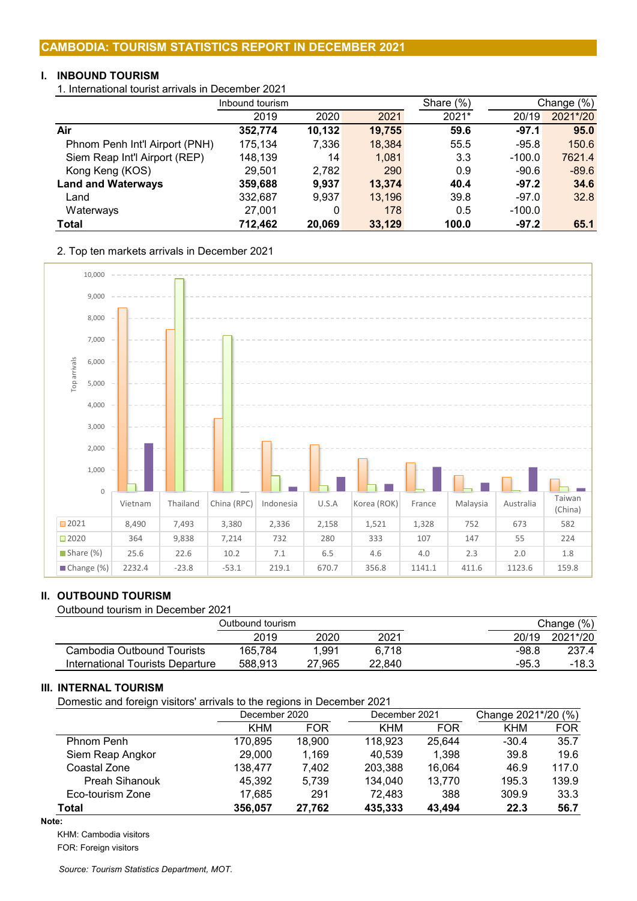# CAMBODIA: TOURISM STATISTICS REPORT IN DECEMBER 2021

## I. INBOUND TOURISM

1. International tourist arrivals in December 2021

| | Inbound tourism | | | Share (%) | Change (%) | |
|---|---|---|---|---|---|---|
| | 2019 | 2020 | 2021 | 2021* | 20/19 | 2021*/20 |
| **Air** | **352,774** | **10,132** | **19,755** | **59.6** | **-97.1** | **95.0** |
| Phnom Penh Int'l Airport (PNH) | 175,134 | 7,336 | 18,384 | 55.5 | -95.8 | 150.6 |
| Siem Reap Int'l Airport (REP) | 148,139 | 14 | 1,081 | 3.3 | -100.0 | 7621.4 |
| Kong Keng (KOS) | 29,501 | 2,782 | 290 | 0.9 | -90.6 | -89.6 |
| **Land and Waterways** | **359,688** | **9,937** | **13,374** | **40.4** | **-97.2** | **34.6** |
| Land | 332,687 | 9,937 | 13,196 | 39.8 | -97.0 | 32.8 |
| Waterways | 27,001 | 0 | 178 | 0.5 | -100.0 | |
| **Total** | **712,462** | **20,069** | **33,129** | **100.0** | **-97.2** | **65.1** |

2. Top ten markets arrivals in December 2021

| | Vietnam | Thailand | China (RPC) | Indonesia | U.S.A | Korea (ROK) | France | Malaysia | Australia | Taiwan (China) |
|---|---|---|---|---|---|---|---|---|---|---|
| 2021 | 8,490 | 7,493 | 3,380 | 2,336 | 2,158 | 1,521 | 1,328 | 752 | 673 | 582 |
| 2020 | 364 | 9,838 | 7,214 | 732 | 280 | 333 | 107 | 147 | 55 | 224 |
| Share (%) | 25.6 | 22.6 | 10.2 | 7.1 | 6.5 | 4.6 | 4.0 | 2.3 | 2.0 | 1.8 |
| Change (%) | 2232.4 | -23.8 | -53.1 | 219.1 | 670.7 | 356.8 | 1141.1 | 411.6 | 1123.6 | 159.8 |

## II. OUTBOUND TOURISM

Outbound tourism in December 2021

| | Outbound tourism | | | Change (%) | |
|---|---|---|---|---|---|
| | 2019 | 2020 | 2021 | 20/19 | 2021*/20 |
| Cambodia Outbound Tourists | 165,784 | 1,991 | 6,718 | -98.8 | 237.4 |
| International Tourists Departure | 588,913 | 27,965 | 22,840 | -95.3 | -18.3 |

## III. INTERNAL TOURISM

Domestic and foreign visitors' arrivals to the regions in December 2021

| | December 2020 | | December 2021 | | Change 2021*/20 (%) | |
|---|---|---|---|---|---|---|
| | KHM | FOR | KHM | FOR | KHM | FOR |
| Phnom Penh | 170,895 | 18,900 | 118,923 | 25,644 | -30.4 | 35.7 |
| Siem Reap Angkor | 29,000 | 1,169 | 40,539 | 1,398 | 39.8 | 19.6 |
| Coastal Zone | 138,477 | 7,402 | 203,388 | 16,064 | 46.9 | 117.0 |
| Preah Sihanouk | 45,392 | 5,739 | 134,040 | 13,770 | 195.3 | 139.9 |
| Eco-tourism Zone | 17,685 | 291 | 72,483 | 388 | 309.9 | 33.3 |
| **Total** | **356,057** | **27,762** | **435,333** | **43,494** | **22.3** | **56.7** |

**Note:**

KHM: Cambodia visitors

FOR: Foreign visitors

*Source: Tourism Statistics Department, MOT.*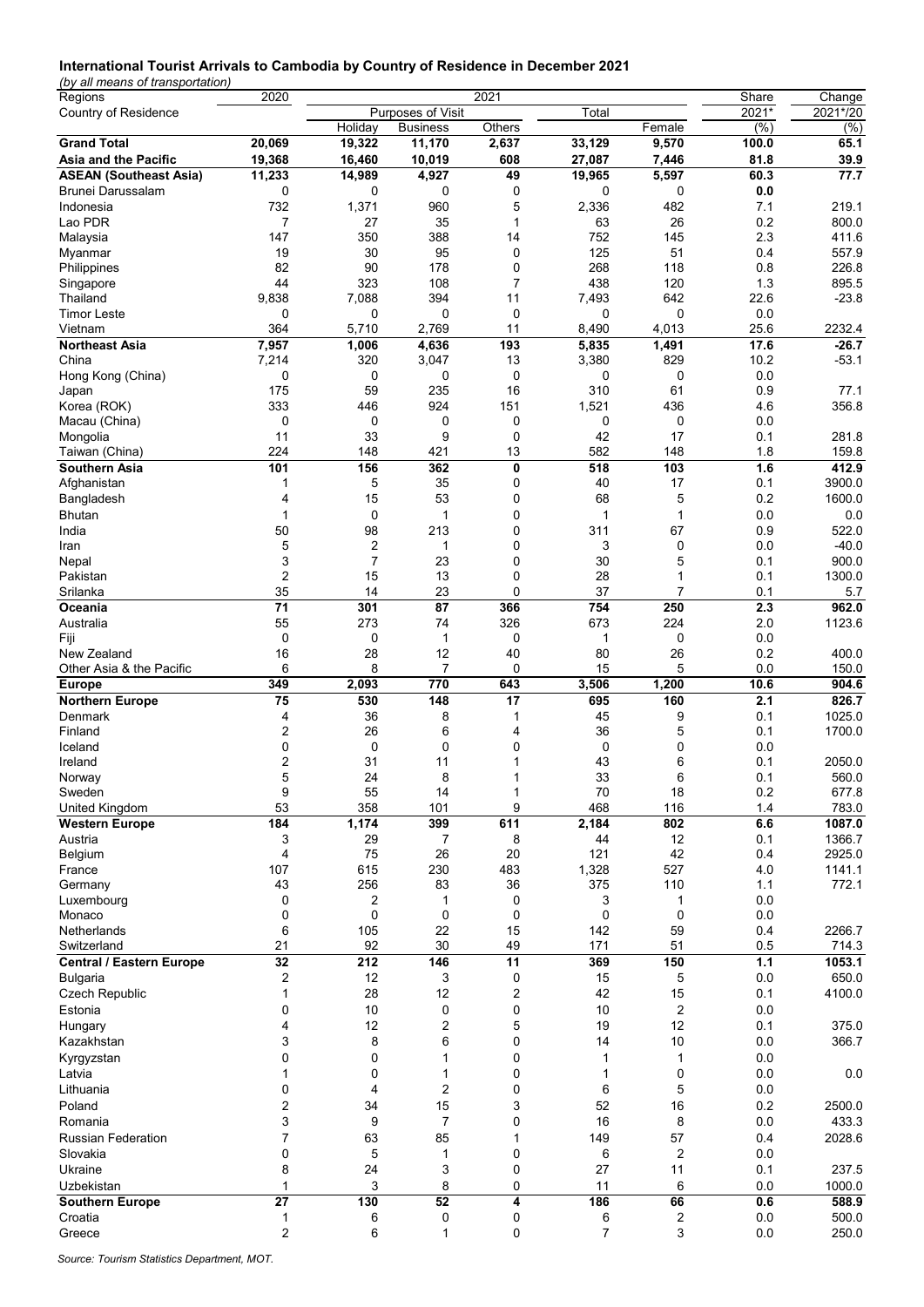**International Tourist Arrivals to Cambodia by Country of Residence in December 2021**

*(by all means of transportation)*

| Regions | 2020 | 2021 | | | | | Share | Change |
|---|---|---|---|---|---|---|---|---|
| Country of Residence | | Purposes of Visit | | | Total | | 2021* | 2021*/20 |
| | | Holiday | Business | Others | | Female | (%) | (%) |
| **Grand Total** | **20,069** | **19,322** | **11,170** | **2,637** | **33,129** | **9,570** | **100.0** | **65.1** |
| **Asia and the Pacific** | **19,368** | **16,460** | **10,019** | **608** | **27,087** | **7,446** | **81.8** | **39.9** |
| **ASEAN (Southeast Asia)** | **11,233** | **14,989** | **4,927** | **49** | **19,965** | **5,597** | **60.3** | **77.7** |
| Brunei Darussalam | 0 | 0 | 0 | 0 | 0 | 0 | 0.0 | |
| Indonesia | 732 | 1,371 | 960 | 5 | 2,336 | 482 | 7.1 | 219.1 |
| Lao PDR | 7 | 27 | 35 | 1 | 63 | 26 | 0.2 | 800.0 |
| Malaysia | 147 | 350 | 388 | 14 | 752 | 145 | 2.3 | 411.6 |
| Myanmar | 19 | 30 | 95 | 0 | 125 | 51 | 0.4 | 557.9 |
| Philippines | 82 | 90 | 178 | 0 | 268 | 118 | 0.8 | 226.8 |
| Singapore | 44 | 323 | 108 | 7 | 438 | 120 | 1.3 | 895.5 |
| Thailand | 9,838 | 7,088 | 394 | 11 | 7,493 | 642 | 22.6 | -23.8 |
| Timor Leste | 0 | 0 | 0 | 0 | 0 | 0 | 0.0 | |
| Vietnam | 364 | 5,710 | 2,769 | 11 | 8,490 | 4,013 | 25.6 | 2232.4 |
| **Northeast Asia** | **7,957** | **1,006** | **4,636** | **193** | **5,835** | **1,491** | **17.6** | **-26.7** |
| China | 7,214 | 320 | 3,047 | 13 | 3,380 | 829 | 10.2 | -53.1 |
| Hong Kong (China) | 0 | 0 | 0 | 0 | 0 | 0 | 0.0 | |
| Japan | 175 | 59 | 235 | 16 | 310 | 61 | 0.9 | 77.1 |
| Korea (ROK) | 333 | 446 | 924 | 151 | 1,521 | 436 | 4.6 | 356.8 |
| Macau (China) | 0 | 0 | 0 | 0 | 0 | 0 | 0.0 | |
| Mongolia | 11 | 33 | 9 | 0 | 42 | 17 | 0.1 | 281.8 |
| Taiwan (China) | 224 | 148 | 421 | 13 | 582 | 148 | 1.8 | 159.8 |
| **Southern Asia** | **101** | **156** | **362** | **0** | **518** | **103** | **1.6** | **412.9** |
| Afghanistan | 1 | 5 | 35 | 0 | 40 | 17 | 0.1 | 3900.0 |
| Bangladesh | 4 | 15 | 53 | 0 | 68 | 5 | 0.2 | 1600.0 |
| Bhutan | 1 | 0 | 1 | 0 | 1 | 1 | 0.0 | 0.0 |
| India | 50 | 98 | 213 | 0 | 311 | 67 | 0.9 | 522.0 |
| Iran | 5 | 2 | 1 | 0 | 3 | 0 | 0.0 | -40.0 |
| Nepal | 3 | 7 | 23 | 0 | 30 | 5 | 0.1 | 900.0 |
| Pakistan | 2 | 15 | 13 | 0 | 28 | 1 | 0.1 | 1300.0 |
| Srilanka | 35 | 14 | 23 | 0 | 37 | 7 | 0.1 | 5.7 |
| **Oceania** | **71** | **301** | **87** | **366** | **754** | **250** | **2.3** | **962.0** |
| Australia | 55 | 273 | 74 | 326 | 673 | 224 | 2.0 | 1123.6 |
| Fiji | 0 | 0 | 1 | 0 | 1 | 0 | 0.0 | |
| New Zealand | 16 | 28 | 12 | 40 | 80 | 26 | 0.2 | 400.0 |
| Other Asia & the Pacific | 6 | 8 | 7 | 0 | 15 | 5 | 0.0 | 150.0 |
| **Europe** | **349** | **2,093** | **770** | **643** | **3,506** | **1,200** | **10.6** | **904.6** |
| **Northern Europe** | **75** | **530** | **148** | **17** | **695** | **160** | **2.1** | **826.7** |
| Denmark | 4 | 36 | 8 | 1 | 45 | 9 | 0.1 | 1025.0 |
| Finland | 2 | 26 | 6 | 4 | 36 | 5 | 0.1 | 1700.0 |
| Iceland | 0 | 0 | 0 | 0 | 0 | 0 | 0.0 | |
| Ireland | 2 | 31 | 11 | 1 | 43 | 6 | 0.1 | 2050.0 |
| Norway | 5 | 24 | 8 | 1 | 33 | 6 | 0.1 | 560.0 |
| Sweden | 9 | 55 | 14 | 1 | 70 | 18 | 0.2 | 677.8 |
| United Kingdom | 53 | 358 | 101 | 9 | 468 | 116 | 1.4 | 783.0 |
| **Western Europe** | **184** | **1,174** | **399** | **611** | **2,184** | **802** | **6.6** | **1087.0** |
| Austria | 3 | 29 | 7 | 8 | 44 | 12 | 0.1 | 1366.7 |
| Belgium | 4 | 75 | 26 | 20 | 121 | 42 | 0.4 | 2925.0 |
| France | 107 | 615 | 230 | 483 | 1,328 | 527 | 4.0 | 1141.1 |
| Germany | 43 | 256 | 83 | 36 | 375 | 110 | 1.1 | 772.1 |
| Luxembourg | 0 | 2 | 1 | 0 | 3 | 1 | 0.0 | |
| Monaco | 0 | 0 | 0 | 0 | 0 | 0 | 0.0 | |
| Netherlands | 6 | 105 | 22 | 15 | 142 | 59 | 0.4 | 2266.7 |
| Switzerland | 21 | 92 | 30 | 49 | 171 | 51 | 0.5 | 714.3 |
| **Central / Eastern Europe** | **32** | **212** | **146** | **11** | **369** | **150** | **1.1** | **1053.1** |
| Bulgaria | 2 | 12 | 3 | 0 | 15 | 5 | 0.0 | 650.0 |
| Czech Republic | 1 | 28 | 12 | 2 | 42 | 15 | 0.1 | 4100.0 |
| Estonia | 0 | 10 | 0 | 0 | 10 | 2 | 0.0 | |
| Hungary | 4 | 12 | 2 | 5 | 19 | 12 | 0.1 | 375.0 |
| Kazakhstan | 3 | 8 | 6 | 0 | 14 | 10 | 0.0 | 366.7 |
| Kyrgyzstan | 0 | 0 | 1 | 0 | 1 | 1 | 0.0 | |
| Latvia | 1 | 0 | 1 | 0 | 1 | 0 | 0.0 | 0.0 |
| Lithuania | 0 | 4 | 2 | 0 | 6 | 5 | 0.0 | |
| Poland | 2 | 34 | 15 | 3 | 52 | 16 | 0.2 | 2500.0 |
| Romania | 3 | 9 | 7 | 0 | 16 | 8 | 0.0 | 433.3 |
| Russian Federation | 7 | 63 | 85 | 1 | 149 | 57 | 0.4 | 2028.6 |
| Slovakia | 0 | 5 | 1 | 0 | 6 | 2 | 0.0 | |
| Ukraine | 8 | 24 | 3 | 0 | 27 | 11 | 0.1 | 237.5 |
| Uzbekistan | 1 | 3 | 8 | 0 | 11 | 6 | 0.0 | 1000.0 |
| **Southern Europe** | **27** | **130** | **52** | **4** | **186** | **66** | **0.6** | **588.9** |
| Croatia | 1 | 6 | 0 | 0 | 6 | 2 | 0.0 | 500.0 |
| Greece | 2 | 6 | 1 | 0 | 7 | 3 | 0.0 | 250.0 |

*Source: Tourism Statistics Department, MOT.*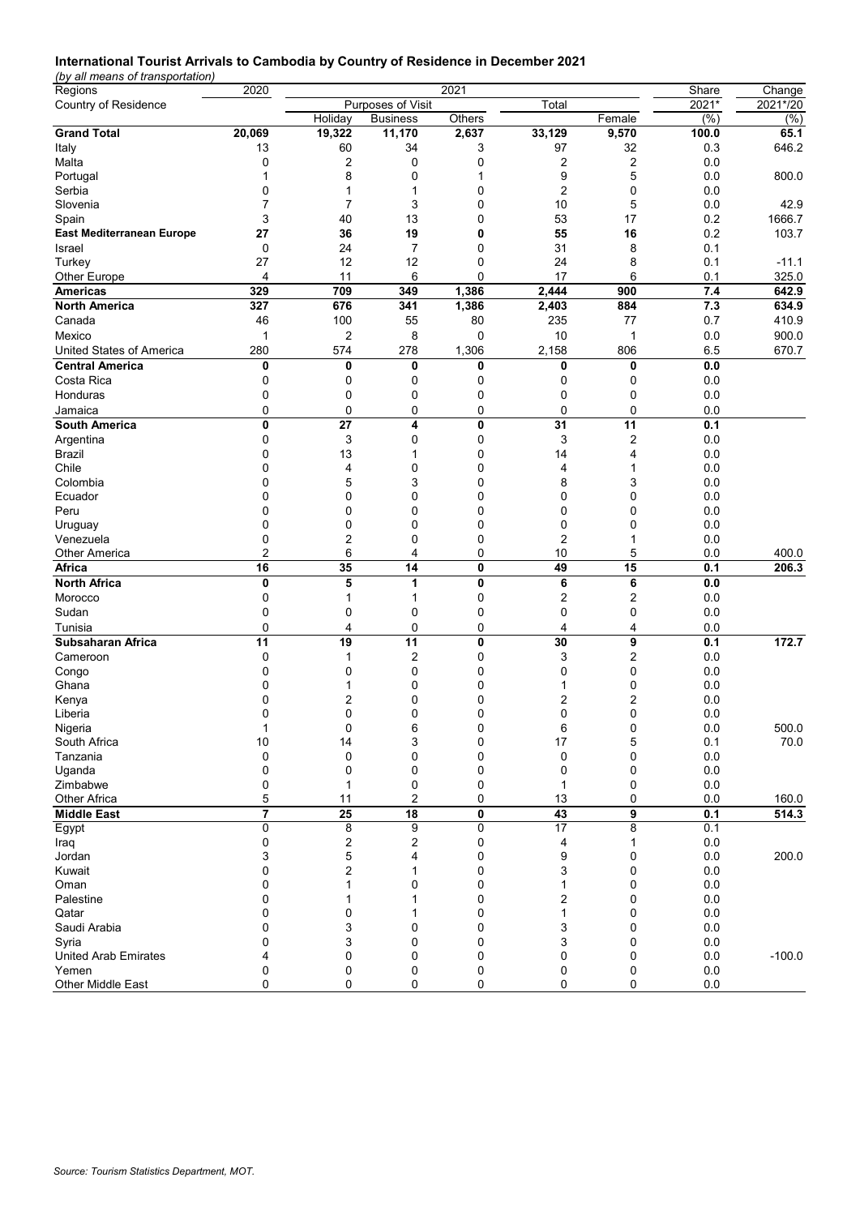# International Tourist Arrivals to Cambodia by Country of Residence in December 2021

*(by all means of transportation)*

| Regions | 2020 | 2021 | | | | | Share | Change |
|---|---|---|---|---|---|---|---|---|
| Country of Residence | | Purposes of Visit | | | Total | | 2021* | 2021*/20 |
| | | Holiday | Business | Others | | Female | (%) | (%) |
| **Grand Total** | **20,069** | **19,322** | **11,170** | **2,637** | **33,129** | **9,570** | **100.0** | **65.1** |
| Italy | 13 | 60 | 34 | 3 | 97 | 32 | 0.3 | 646.2 |
| Malta | 0 | 2 | 0 | 0 | 2 | 2 | 0.0 | |
| Portugal | 1 | 8 | 0 | 1 | 9 | 5 | 0.0 | 800.0 |
| Serbia | 0 | 1 | 1 | 0 | 2 | 0 | 0.0 | |
| Slovenia | 7 | 7 | 3 | 0 | 10 | 5 | 0.0 | 42.9 |
| Spain | 3 | 40 | 13 | 0 | 53 | 17 | 0.2 | 1666.7 |
| **East Mediterranean Europe** | **27** | **36** | **19** | **0** | **55** | **16** | **0.2** | **103.7** |
| Israel | 0 | 24 | 7 | 0 | 31 | 8 | 0.1 | |
| Turkey | 27 | 12 | 12 | 0 | 24 | 8 | 0.1 | -11.1 |
| Other Europe | 4 | 11 | 6 | 0 | 17 | 6 | 0.1 | 325.0 |
| **Americas** | **329** | **709** | **349** | **1,386** | **2,444** | **900** | **7.4** | **642.9** |
| **North America** | **327** | **676** | **341** | **1,386** | **2,403** | **884** | **7.3** | **634.9** |
| Canada | 46 | 100 | 55 | 80 | 235 | 77 | 0.7 | 410.9 |
| Mexico | 1 | 2 | 8 | 0 | 10 | 1 | 0.0 | 900.0 |
| United States of America | 280 | 574 | 278 | 1,306 | 2,158 | 806 | 6.5 | 670.7 |
| **Central America** | **0** | **0** | **0** | **0** | **0** | **0** | **0.0** | |
| Costa Rica | 0 | 0 | 0 | 0 | 0 | 0 | 0.0 | |
| Honduras | 0 | 0 | 0 | 0 | 0 | 0 | 0.0 | |
| Jamaica | 0 | 0 | 0 | 0 | 0 | 0 | 0.0 | |
| **South America** | **0** | **27** | **4** | **0** | **31** | **11** | **0.1** | |
| Argentina | 0 | 3 | 0 | 0 | 3 | 2 | 0.0 | |
| Brazil | 0 | 13 | 1 | 0 | 14 | 4 | 0.0 | |
| Chile | 0 | 4 | 0 | 0 | 4 | 1 | 0.0 | |
| Colombia | 0 | 5 | 3 | 0 | 8 | 3 | 0.0 | |
| Ecuador | 0 | 0 | 0 | 0 | 0 | 0 | 0.0 | |
| Peru | 0 | 0 | 0 | 0 | 0 | 0 | 0.0 | |
| Uruguay | 0 | 0 | 0 | 0 | 0 | 0 | 0.0 | |
| Venezuela | 0 | 2 | 0 | 0 | 2 | 1 | 0.0 | |
| Other America | 2 | 6 | 4 | 0 | 10 | 5 | 0.0 | 400.0 |
| **Africa** | **16** | **35** | **14** | **0** | **49** | **15** | **0.1** | **206.3** |
| **North Africa** | **0** | **5** | **1** | **0** | **6** | **6** | **0.0** | |
| Morocco | 0 | 1 | 1 | 0 | 2 | 2 | 0.0 | |
| Sudan | 0 | 0 | 0 | 0 | 0 | 0 | 0.0 | |
| Tunisia | 0 | 4 | 0 | 0 | 4 | 4 | 0.0 | |
| **Subsaharan Africa** | **11** | **19** | **11** | **0** | **30** | **9** | **0.1** | **172.7** |
| Cameroon | 0 | 1 | 2 | 0 | 3 | 2 | 0.0 | |
| Congo | 0 | 0 | 0 | 0 | 0 | 0 | 0.0 | |
| Ghana | 0 | 1 | 0 | 0 | 1 | 0 | 0.0 | |
| Kenya | 0 | 2 | 0 | 0 | 2 | 2 | 0.0 | |
| Liberia | 0 | 0 | 0 | 0 | 0 | 0 | 0.0 | |
| Nigeria | 1 | 0 | 6 | 0 | 6 | 0 | 0.0 | 500.0 |
| South Africa | 10 | 14 | 3 | 0 | 17 | 5 | 0.1 | 70.0 |
| Tanzania | 0 | 0 | 0 | 0 | 0 | 0 | 0.0 | |
| Uganda | 0 | 0 | 0 | 0 | 0 | 0 | 0.0 | |
| Zimbabwe | 0 | 1 | 0 | 0 | 1 | 0 | 0.0 | |
| Other Africa | 5 | 11 | 2 | 0 | 13 | 0 | 0.0 | 160.0 |
| **Middle East** | **7** | **25** | **18** | **0** | **43** | **9** | **0.1** | **514.3** |
| Egypt | 0 | 8 | 9 | 0 | 17 | 8 | 0.1 | |
| Iraq | 0 | 2 | 2 | 0 | 4 | 1 | 0.0 | |
| Jordan | 3 | 5 | 4 | 0 | 9 | 0 | 0.0 | 200.0 |
| Kuwait | 0 | 2 | 1 | 0 | 3 | 0 | 0.0 | |
| Oman | 0 | 1 | 0 | 0 | 1 | 0 | 0.0 | |
| Palestine | 0 | 1 | 1 | 0 | 2 | 0 | 0.0 | |
| Qatar | 0 | 0 | 1 | 0 | 1 | 0 | 0.0 | |
| Saudi Arabia | 0 | 3 | 0 | 0 | 3 | 0 | 0.0 | |
| Syria | 0 | 3 | 0 | 0 | 3 | 0 | 0.0 | |
| United Arab Emirates | 4 | 0 | 0 | 0 | 0 | 0 | 0.0 | -100.0 |
| Yemen | 0 | 0 | 0 | 0 | 0 | 0 | 0.0 | |
| Other Middle East | 0 | 0 | 0 | 0 | 0 | 0 | 0.0 | |

*Source: Tourism Statistics Department, MOT.*